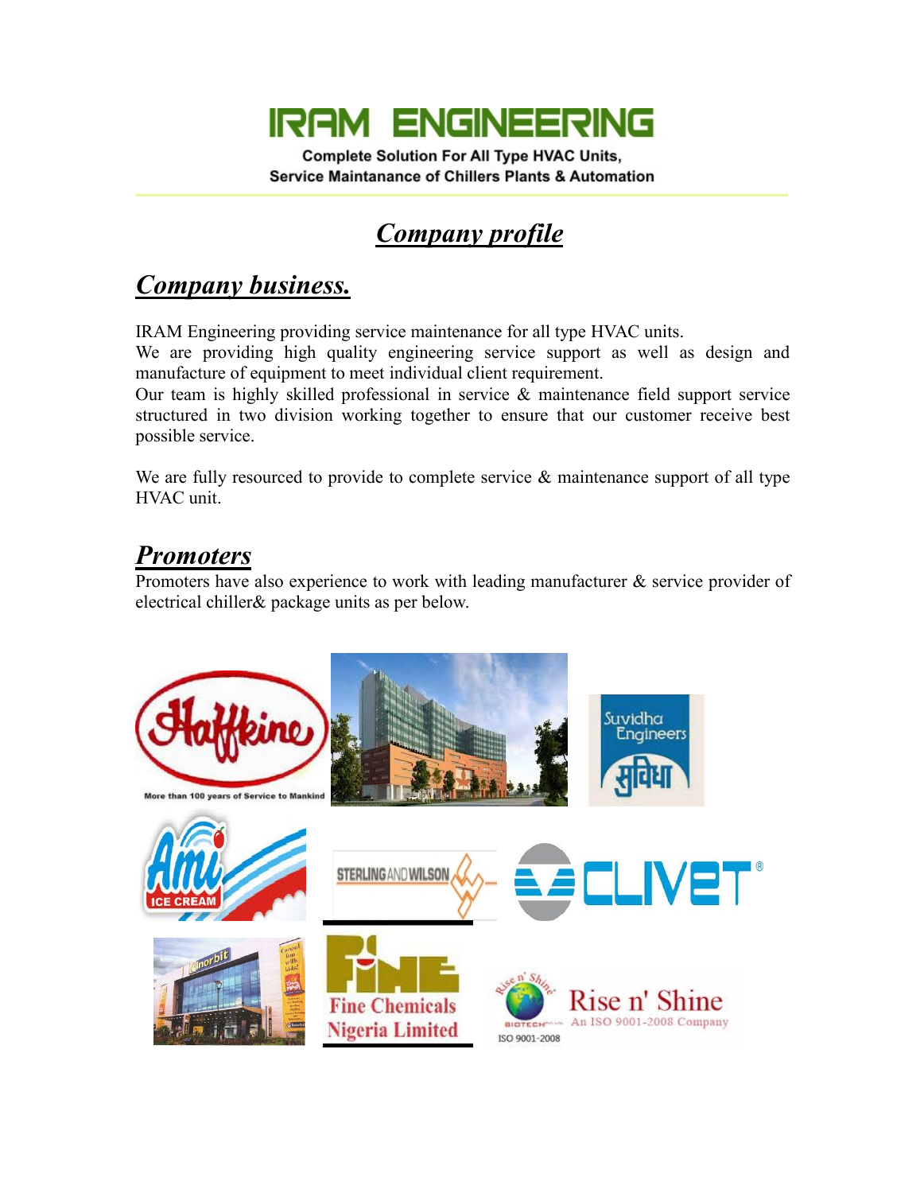# IRAM ENGINEERING

**Complete Solution For All Type HVAC Units,**
**Service Maintanance of Chillers Plants & Automation**

## ***Company profile***

## ***Company business.***

IRAM Engineering providing service maintenance for all type HVAC units.
We are providing high quality engineering service support as well as design and manufacture of equipment to meet individual client requirement.
Our team is highly skilled professional in service & maintenance field support service structured in two division working together to ensure that our customer receive best possible service.

We are fully resourced to provide to complete service & maintenance support of all type HVAC unit.

## ***Promoters***

Promoters have also experience to work with leading manufacturer & service provider of electrical chiller& package units as per below.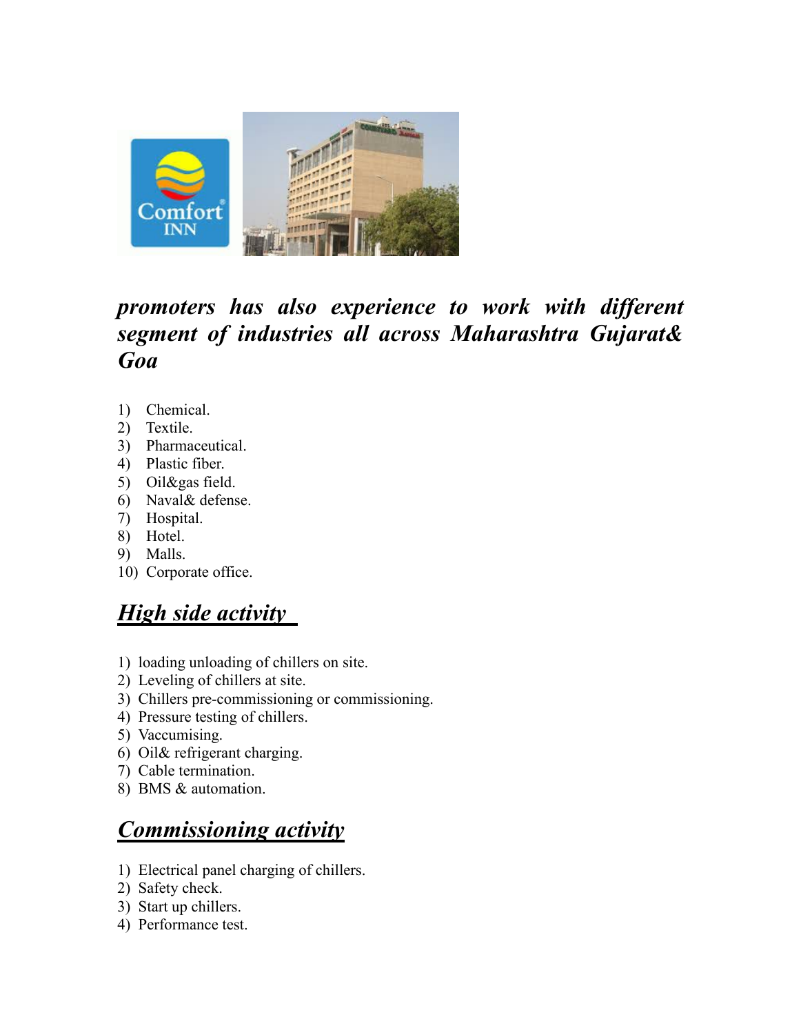***promoters has also experience to work with different segment of industries all across Maharashtra Gujarat& Goa***

1) Chemical.
2) Textile.
3) Pharmaceutical.
4) Plastic fiber.
5) Oil&gas field.
6) Naval& defense.
7) Hospital.
8) Hotel.
9) Malls.
10) Corporate office.

## ***High side activity***

1) loading unloading of chillers on site.
2) Leveling of chillers at site.
3) Chillers pre-commissioning or commissioning.
4) Pressure testing of chillers.
5) Vaccumising.
6) Oil& refrigerant charging.
7) Cable termination.
8) BMS & automation.

## ***Commissioning activity***

1) Electrical panel charging of chillers.
2) Safety check.
3) Start up chillers.
4) Performance test.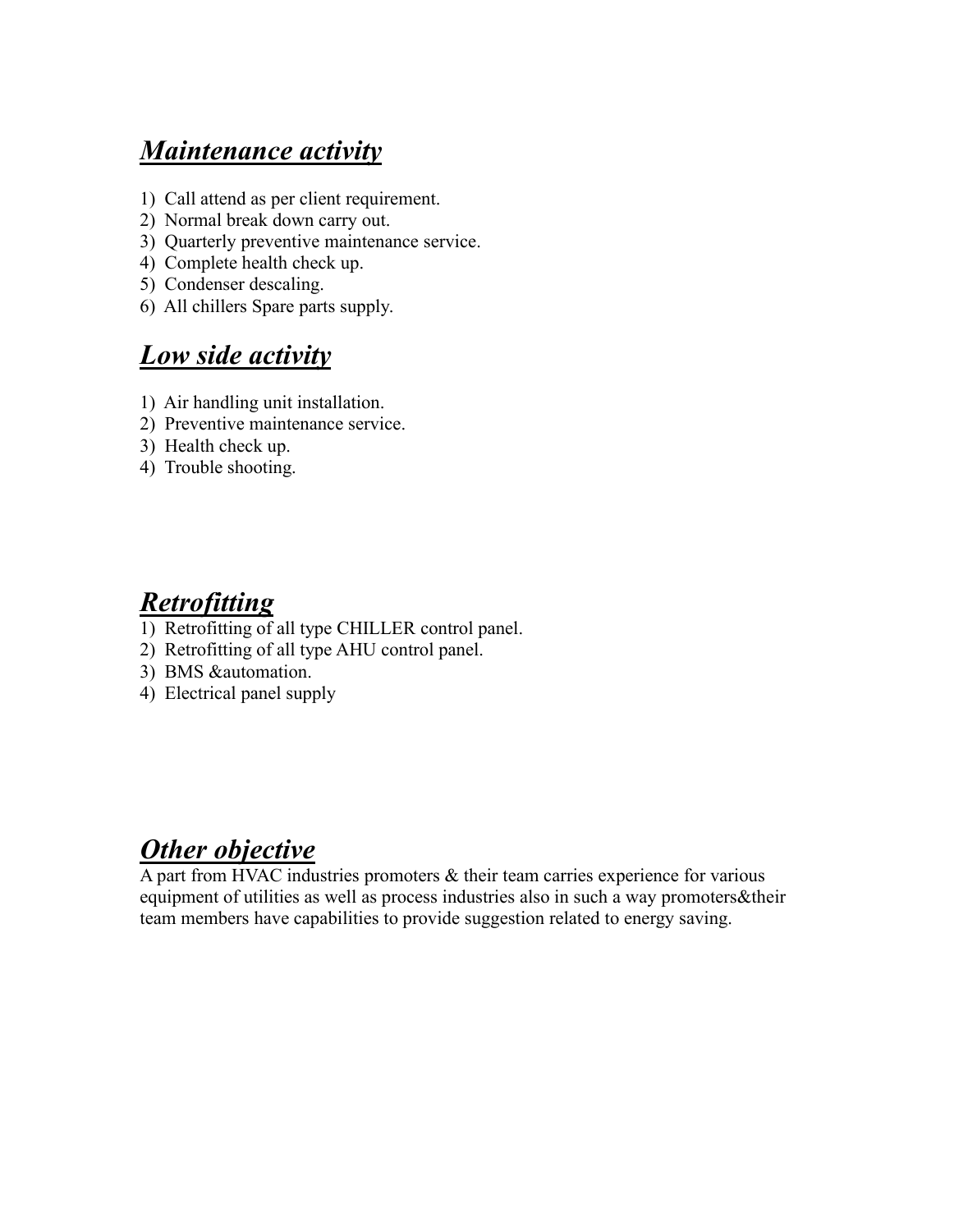## ***Maintenance activity***

1) Call attend as per client requirement.
2) Normal break down carry out.
3) Quarterly preventive maintenance service.
4) Complete health check up.
5) Condenser descaling.
6) All chillers Spare parts supply.

## ***Low side activity***

1) Air handling unit installation.
2) Preventive maintenance service.
3) Health check up.
4) Trouble shooting.

## ***Retrofitting***

1) Retrofitting of all type CHILLER control panel.
2) Retrofitting of all type AHU control panel.
3) BMS &automation.
4) Electrical panel supply

## ***Other objective***

A part from HVAC industries promoters & their team carries experience for various equipment of utilities as well as process industries also in such a way promoters&their team members have capabilities to provide suggestion related to energy saving.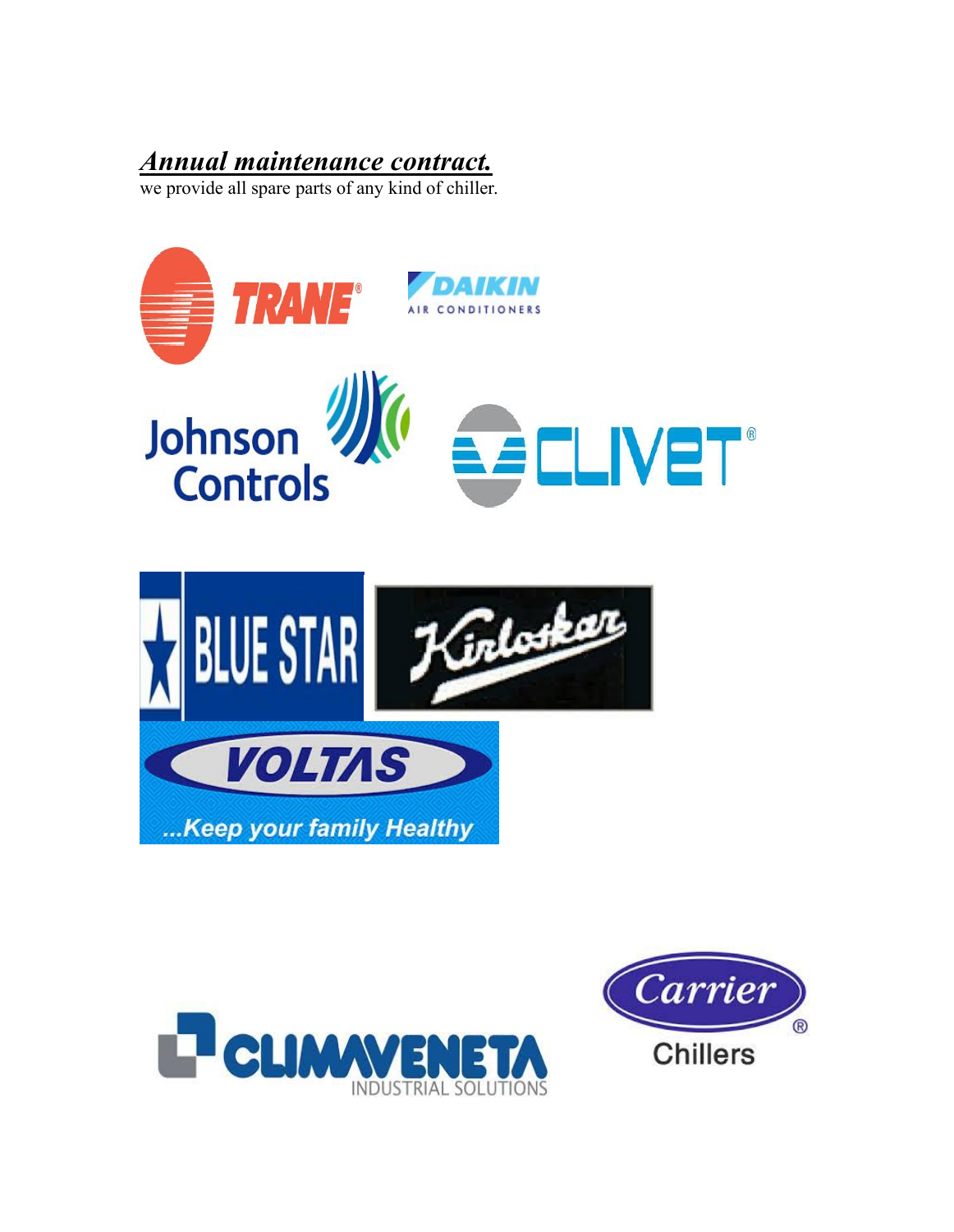***Annual maintenance contract.***

we provide all spare parts of any kind of chiller.

TRANE

DAIKIN AIR CONDITIONERS

Johnson Controls

CLIVET

BLUE STAR

Kirloskar

VOLTAS ...Keep your family Healthy

CLIMAVENETA INDUSTRIAL SOLUTIONS

Carrier Chillers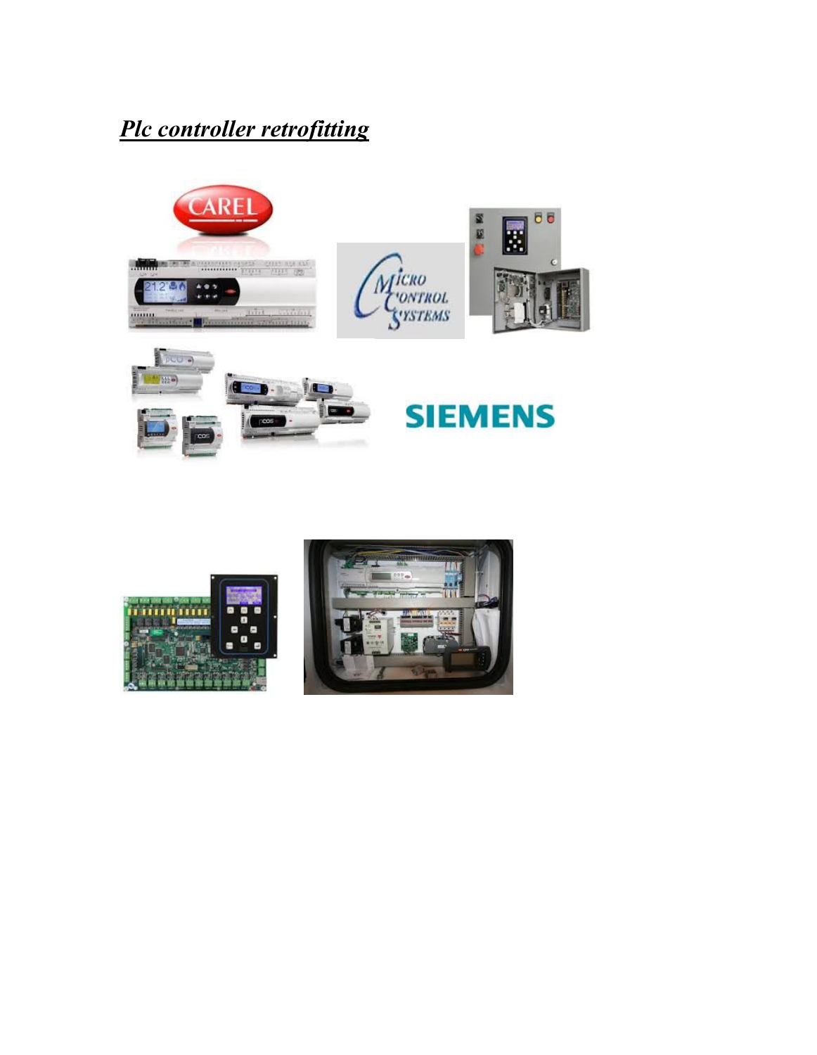***Plc controller retrofitting***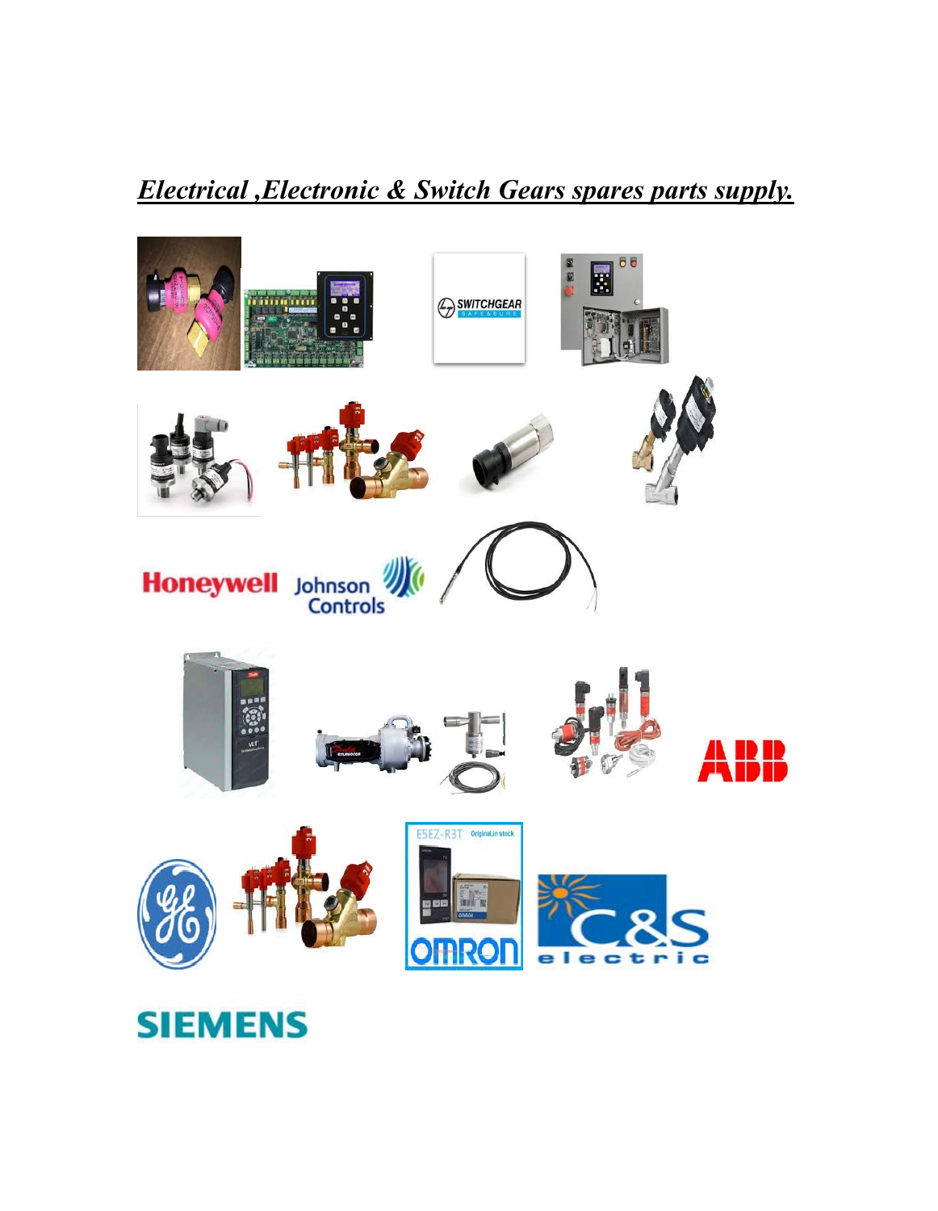***<u>Electrical ,Electronic & Switch Gears spares parts supply.</u>***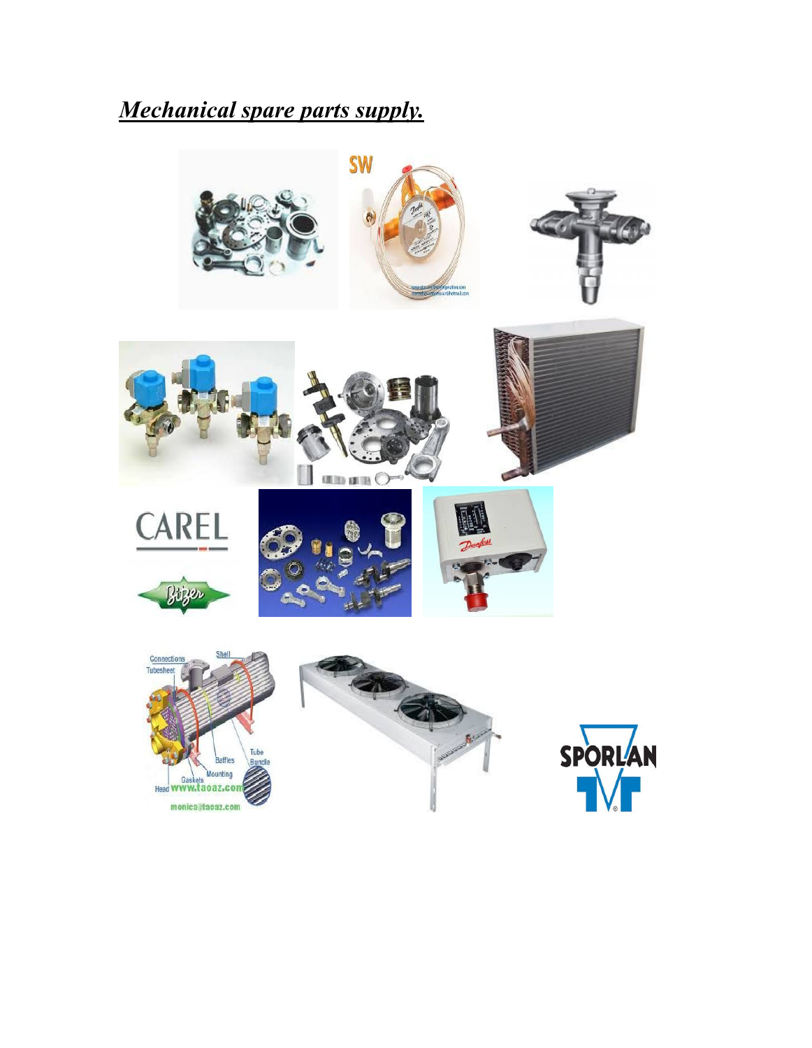***Mechanical spare parts supply.***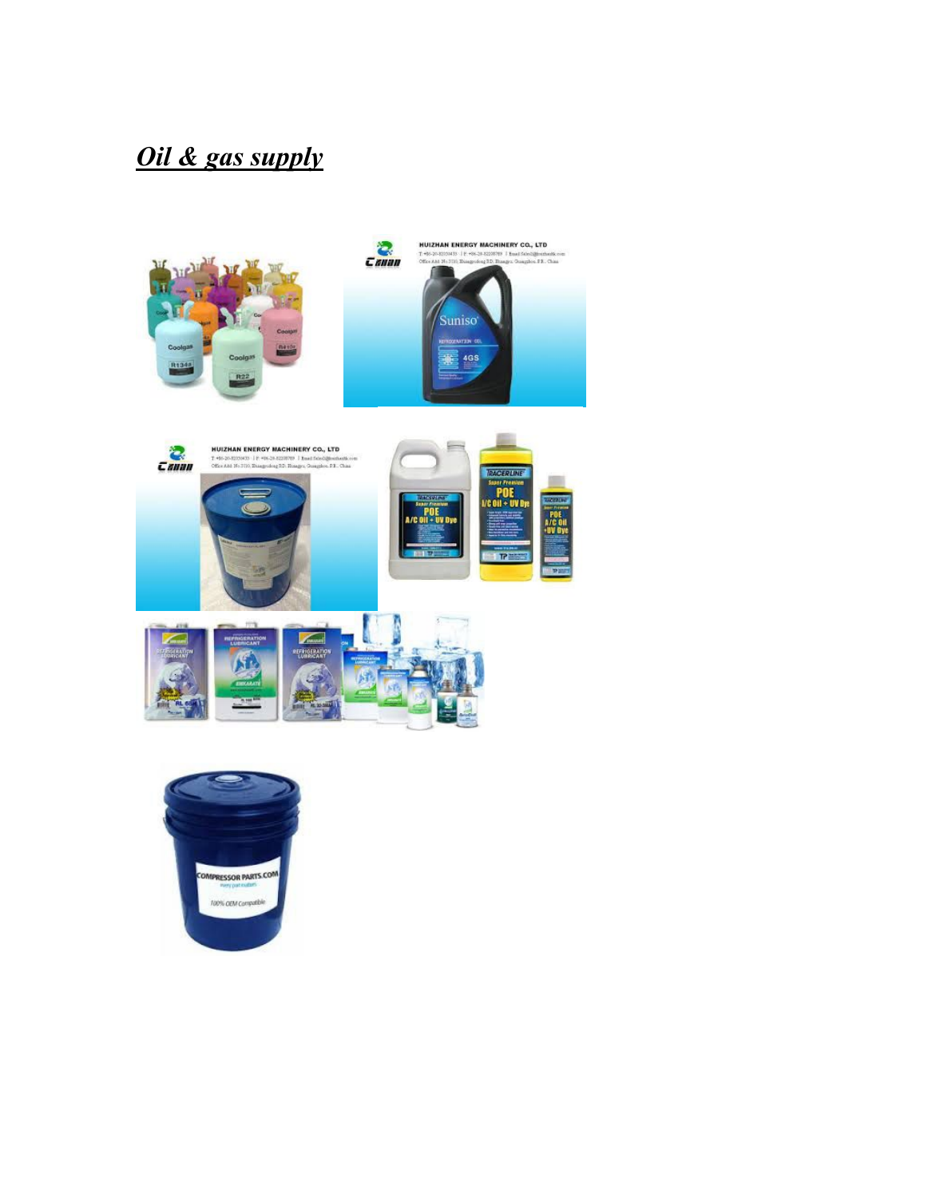***Oil & gas supply***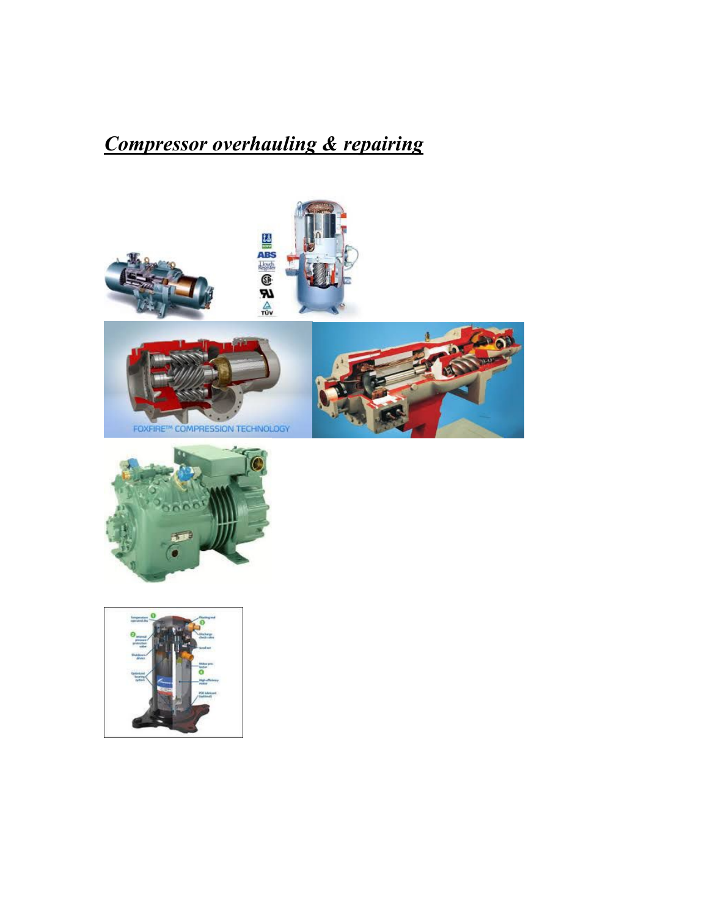## ***Compressor overhauling & repairing***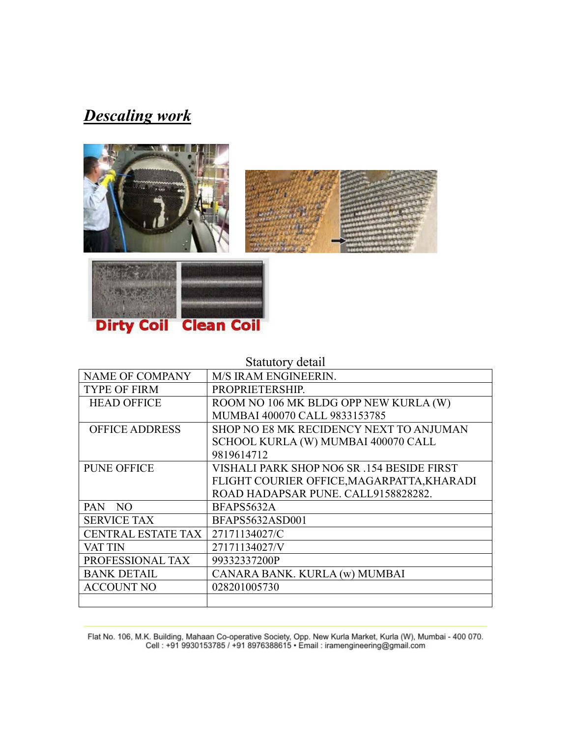## ***Descaling work***

Dirty Coil Clean Coil

Statutory detail

| | |
|---|---|
| NAME OF COMPANY | M/S IRAM ENGINEERIN. |
| TYPE OF FIRM | PROPRIETERSHIP. |
| HEAD OFFICE | ROOM NO 106 MK BLDG OPP NEW KURLA (W) MUMBAI 400070 CALL 9833153785 |
| OFFICE ADDRESS | SHOP NO E8 MK RECIDENCY NEXT TO ANJUMAN SCHOOL KURLA (W) MUMBAI 400070 CALL 9819614712 |
| PUNE OFFICE | VISHALI PARK SHOP NO6 SR .154 BESIDE FIRST FLIGHT COURIER OFFICE,MAGARPATTA,KHARADI ROAD HADAPSAR PUNE. CALL9158828282. |
| PAN NO | BFAPS5632A |
| SERVICE TAX | BFAPS5632ASD001 |
| CENTRAL ESTATE TAX | 27171134027/C |
| VAT TIN | 27171134027/V |
| PROFESSIONAL TAX | 99332337200P |
| BANK DETAIL | CANARA BANK. KURLA (w) MUMBAI |
| ACCOUNT NO | 028201005730 |
| | |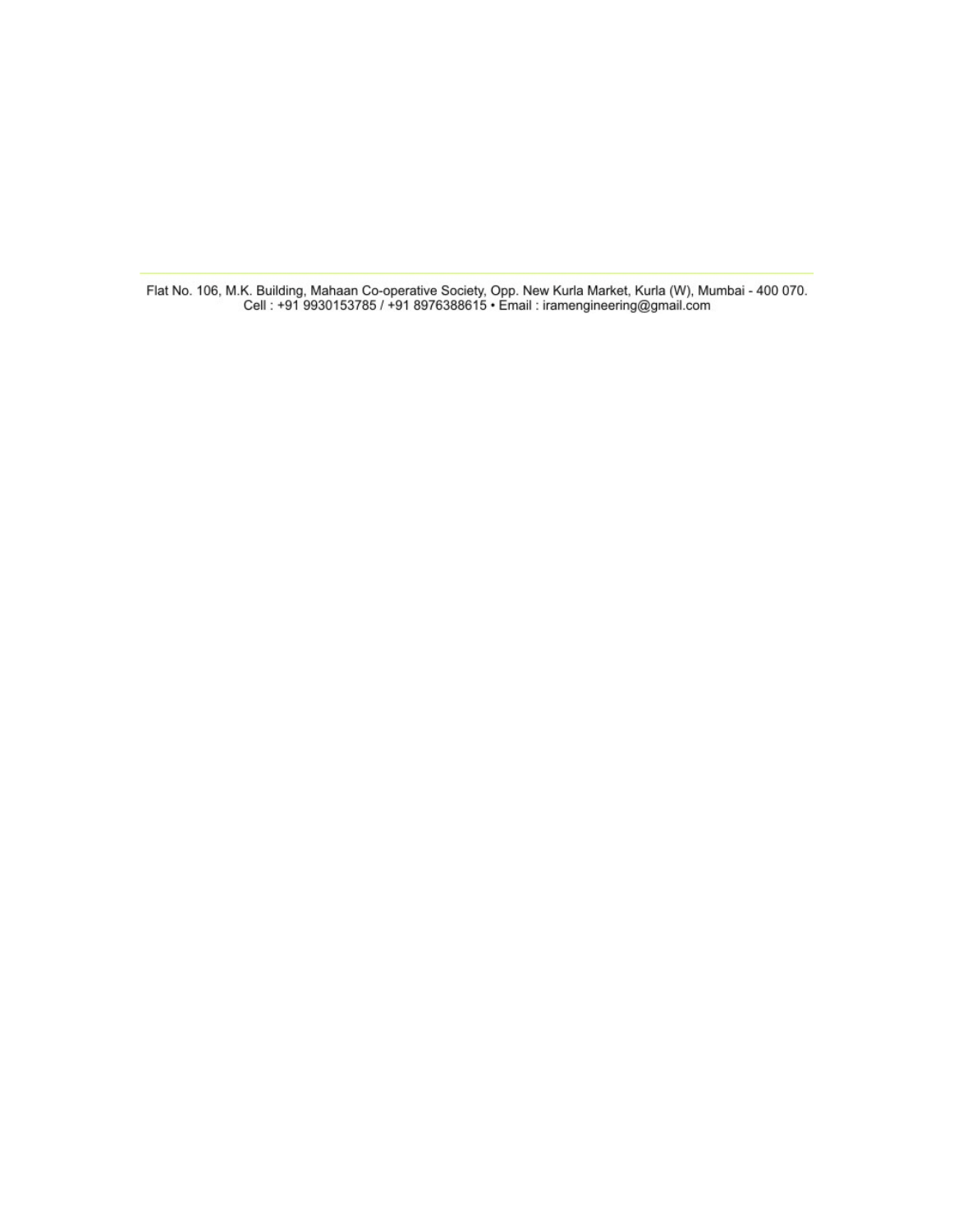Flat No. 106, M.K. Building, Mahaan Co-operative Society, Opp. New Kurla Market, Kurla (W), Mumbai - 400 070.
Cell : +91 9930153785 / +91 8976388615 • Email : iramengineering@gmail.com